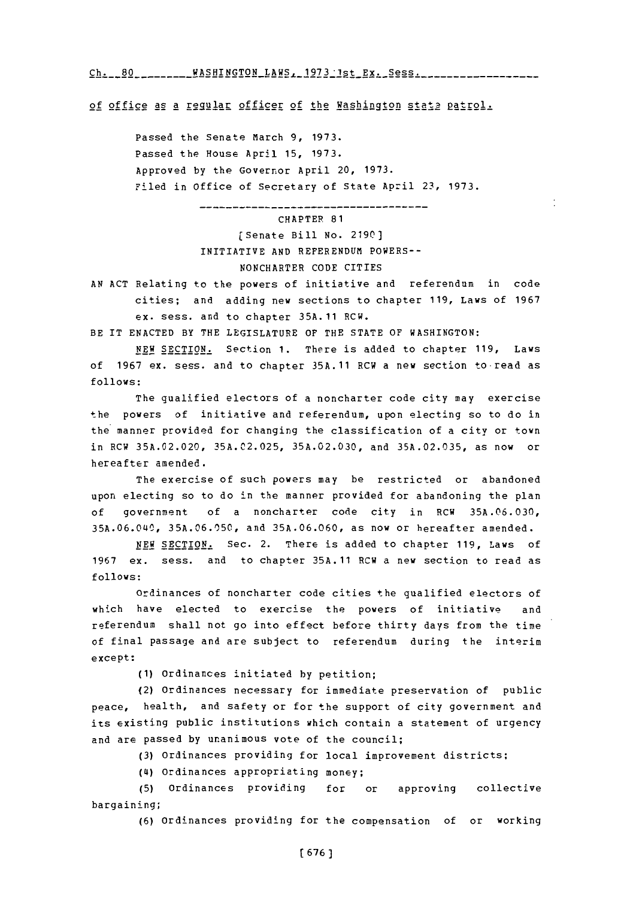of office as a regular officer of the Washington state patrol.

Passed the Senate March 9, 1973.
Passed the House April 15, 1973.
Approved by the Governor April 20, 1973.
Filed in Office of Secretary of State April 23, 1973.

---

CHAPTER 81

[Senate Bill No. 2190]

INITIATIVE AND REFERENDUM POWERS--
NONCHARTER CODE CITIES

AN ACT Relating to the powers of initiative and referendum in code cities; and adding new sections to chapter 119, Laws of 1967 ex. sess. and to chapter 35A.11 RCW.

BE IT ENACTED BY THE LEGISLATURE OF THE STATE OF WASHINGTON:

NEW SECTION. Section 1. There is added to chapter 119, Laws of 1967 ex. sess. and to chapter 35A.11 RCW a new section to read as follows:

The qualified electors of a noncharter code city may exercise the powers of initiative and referendum, upon electing so to do in the manner provided for changing the classification of a city or town in RCW 35A.02.020, 35A.02.025, 35A.02.030, and 35A.02.035, as now or hereafter amended.

The exercise of such powers may be restricted or abandoned upon electing so to do in the manner provided for abandoning the plan of government of a noncharter code city in RCW 35A.06.030, 35A.06.040, 35A.06.050, and 35A.06.060, as now or hereafter amended.

NEW SECTION. Sec. 2. There is added to chapter 119, Laws of 1967 ex. sess. and to chapter 35A.11 RCW a new section to read as follows:

Ordinances of noncharter code cities the qualified electors of which have elected to exercise the powers of initiative and referendum shall not go into effect before thirty days from the time of final passage and are subject to referendum during the interim except:

(1) Ordinances initiated by petition;

(2) Ordinances necessary for immediate preservation of public peace, health, and safety or for the support of city government and its existing public institutions which contain a statement of urgency and are passed by unanimous vote of the council;

(3) Ordinances providing for local improvement districts;

(4) Ordinances appropriating money;

(5) Ordinances providing for or approving collective bargaining;

(6) Ordinances providing for the compensation of or working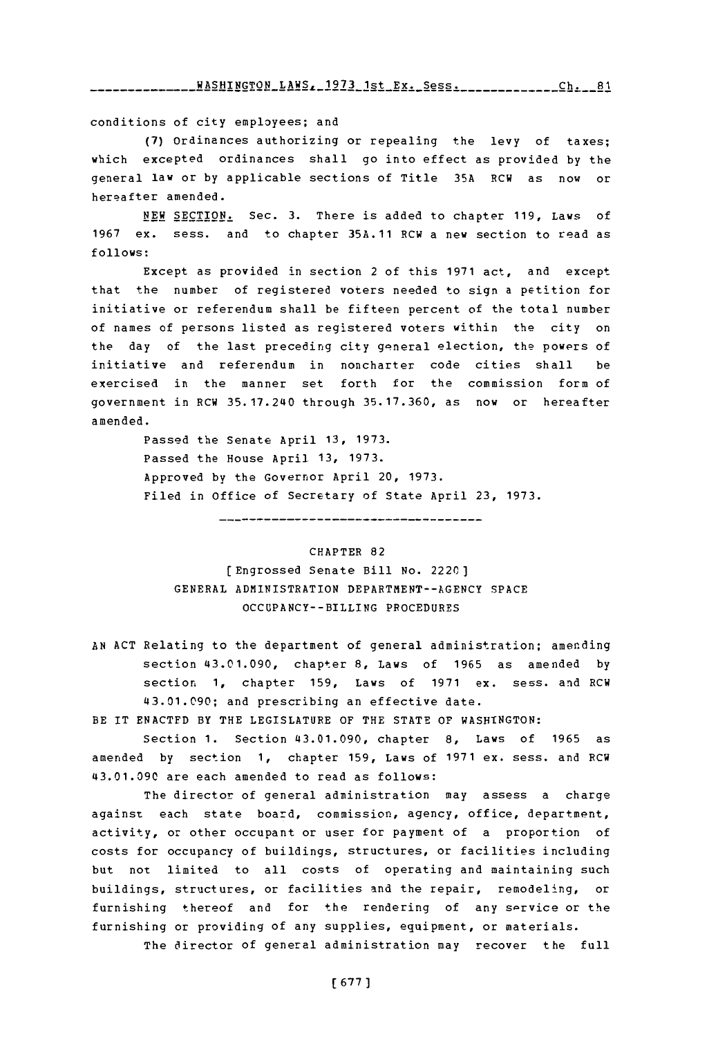conditions of city employees; and

(7) Ordinances authorizing or repealing the levy of taxes; which excepted ordinances shall go into effect as provided by the general law or by applicable sections of Title 35A RCW as now or hereafter amended.

NEW SECTION. Sec. 3. There is added to chapter 119, Laws of 1967 ex. sess. and to chapter 35A.11 RCW a new section to read as follows:

Except as provided in section 2 of this 1971 act, and except that the number of registered voters needed to sign a petition for initiative or referendum shall be fifteen percent of the total number of names of persons listed as registered voters within the city on the day of the last preceding city general election, the powers of initiative and referendum in noncharter code cities shall be exercised in the manner set forth for the commission form of government in RCW 35.17.240 through 35.17.360, as now or hereafter amended.

Passed the Senate April 13, 1973.
Passed the House April 13, 1973.
Approved by the Governor April 20, 1973.
Filed in Office of Secretary of State April 23, 1973.

---

## CHAPTER 82

[Engrossed Senate Bill No. 2220]

GENERAL ADMINISTRATION DEPARTMENT--AGENCY SPACE OCCUPANCY--BILLING PROCEDURES

AN ACT Relating to the department of general administration; amending section 43.01.090, chapter 8, Laws of 1965 as amended by section 1, chapter 159, Laws of 1971 ex. sess. and RCW 43.01.090; and prescribing an effective date.

BE IT ENACTED BY THE LEGISLATURE OF THE STATE OF WASHINGTON:

Section 1. Section 43.01.090, chapter 8, Laws of 1965 as amended by section 1, chapter 159, Laws of 1971 ex. sess. and RCW 43.01.090 are each amended to read as follows:

The director of general administration may assess a charge against each state board, commission, agency, office, department, activity, or other occupant or user for payment of a proportion of costs for occupancy of buildings, structures, or facilities including but not limited to all costs of operating and maintaining such buildings, structures, or facilities and the repair, remodeling, or furnishing thereof and for the rendering of any service or the furnishing or providing of any supplies, equipment, or materials.

The director of general administration may recover the full